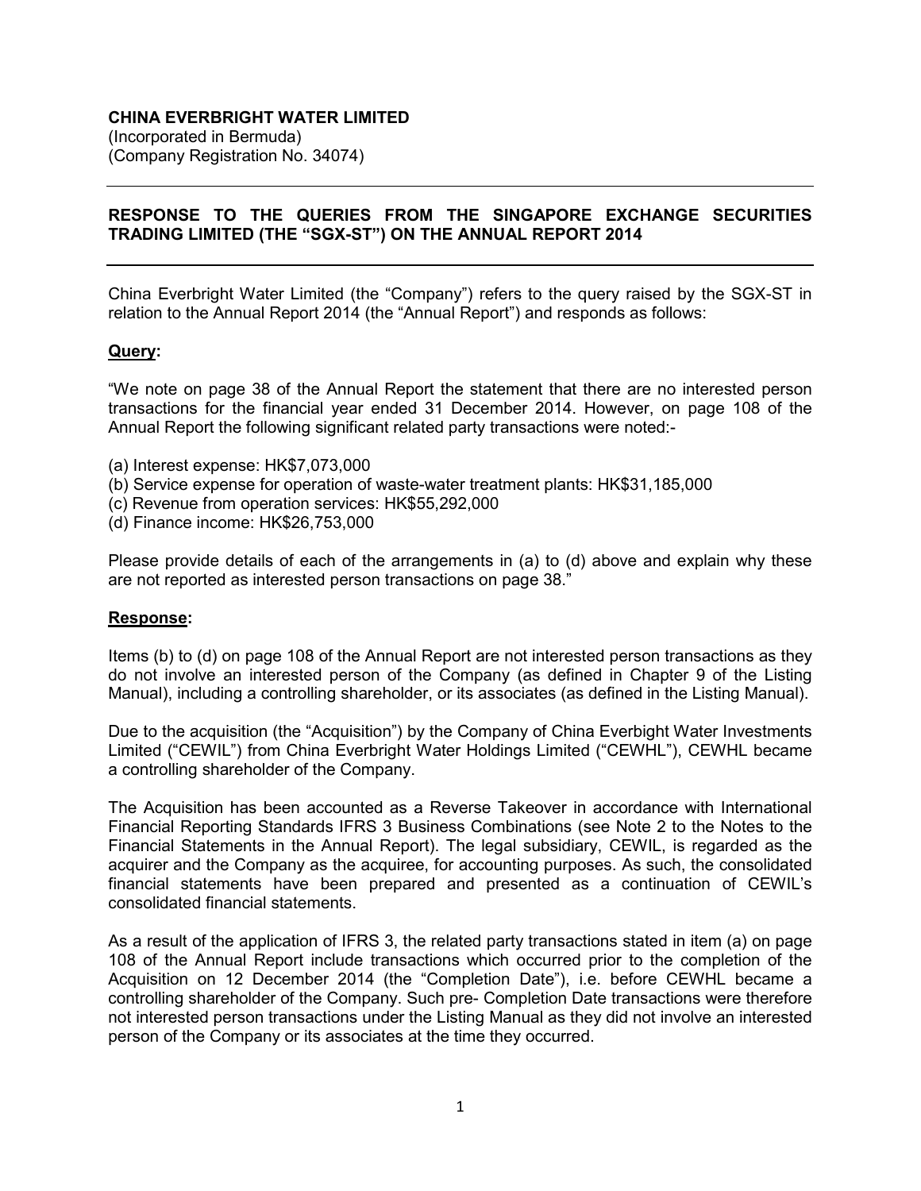**CHINA EVERBRIGHT WATER LIMITED**
(Incorporated in Bermuda)
(Company Registration No. 34074)

---

## RESPONSE TO THE QUERIES FROM THE SINGAPORE EXCHANGE SECURITIES TRADING LIMITED (THE "SGX-ST") ON THE ANNUAL REPORT 2014

---

China Everbright Water Limited (the "Company") refers to the query raised by the SGX-ST in relation to the Annual Report 2014 (the "Annual Report") and responds as follows:

**Query:**

"We note on page 38 of the Annual Report the statement that there are no interested person transactions for the financial year ended 31 December 2014. However, on page 108 of the Annual Report the following significant related party transactions were noted:-

(a) Interest expense: HK$7,073,000
(b) Service expense for operation of waste-water treatment plants: HK$31,185,000
(c) Revenue from operation services: HK$55,292,000
(d) Finance income: HK$26,753,000

Please provide details of each of the arrangements in (a) to (d) above and explain why these are not reported as interested person transactions on page 38."

**Response:**

Items (b) to (d) on page 108 of the Annual Report are not interested person transactions as they do not involve an interested person of the Company (as defined in Chapter 9 of the Listing Manual), including a controlling shareholder, or its associates (as defined in the Listing Manual).

Due to the acquisition (the "Acquisition") by the Company of China Everbright Water Investments Limited ("CEWIL") from China Everbright Water Holdings Limited ("CEWHL"), CEWHL became a controlling shareholder of the Company.

The Acquisition has been accounted as a Reverse Takeover in accordance with International Financial Reporting Standards IFRS 3 Business Combinations (see Note 2 to the Notes to the Financial Statements in the Annual Report). The legal subsidiary, CEWIL, is regarded as the acquirer and the Company as the acquiree, for accounting purposes. As such, the consolidated financial statements have been prepared and presented as a continuation of CEWIL's consolidated financial statements.

As a result of the application of IFRS 3, the related party transactions stated in item (a) on page 108 of the Annual Report include transactions which occurred prior to the completion of the Acquisition on 12 December 2014 (the "Completion Date"), i.e. before CEWHL became a controlling shareholder of the Company. Such pre- Completion Date transactions were therefore not interested person transactions under the Listing Manual as they did not involve an interested person of the Company or its associates at the time they occurred.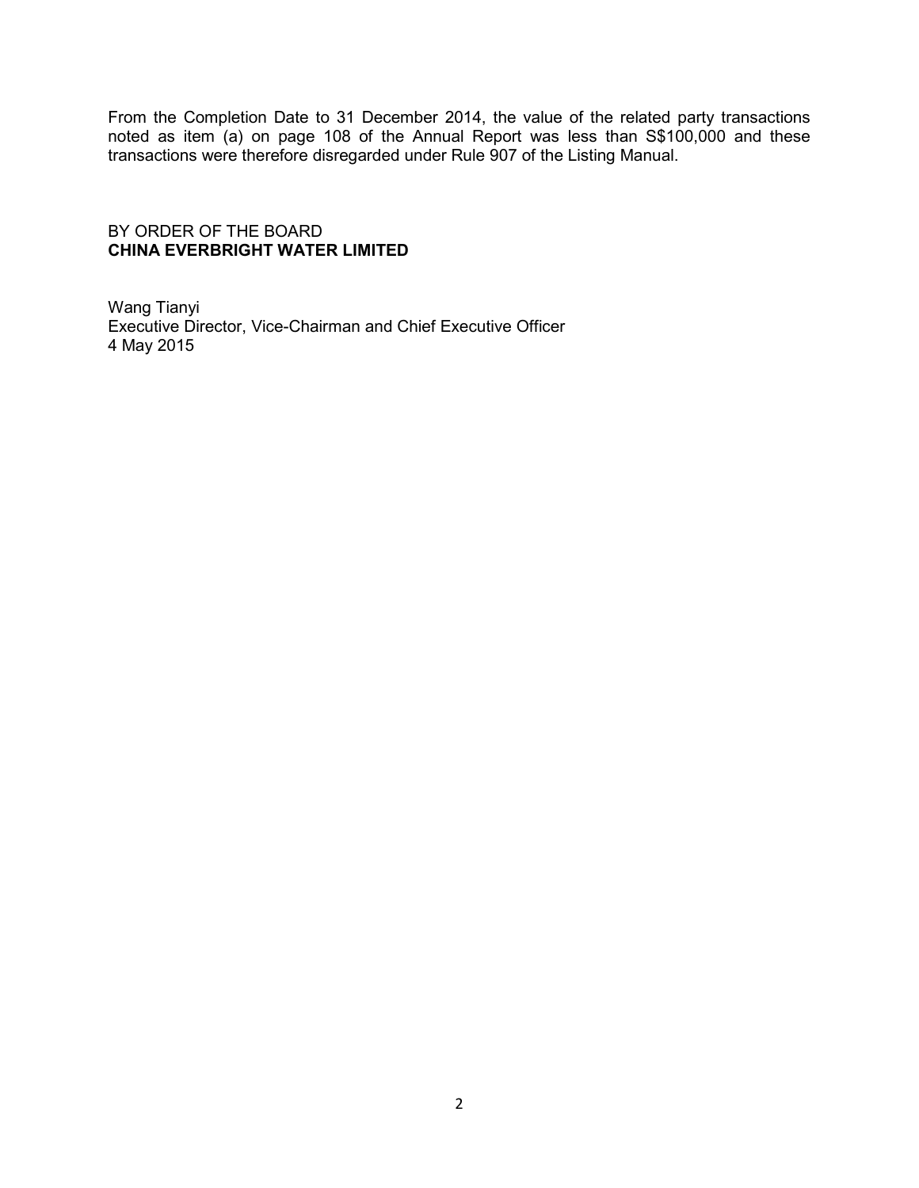From the Completion Date to 31 December 2014, the value of the related party transactions noted as item (a) on page 108 of the Annual Report was less than S$100,000 and these transactions were therefore disregarded under Rule 907 of the Listing Manual.

BY ORDER OF THE BOARD
**CHINA EVERBRIGHT WATER LIMITED**

Wang Tianyi
Executive Director, Vice-Chairman and Chief Executive Officer
4 May 2015